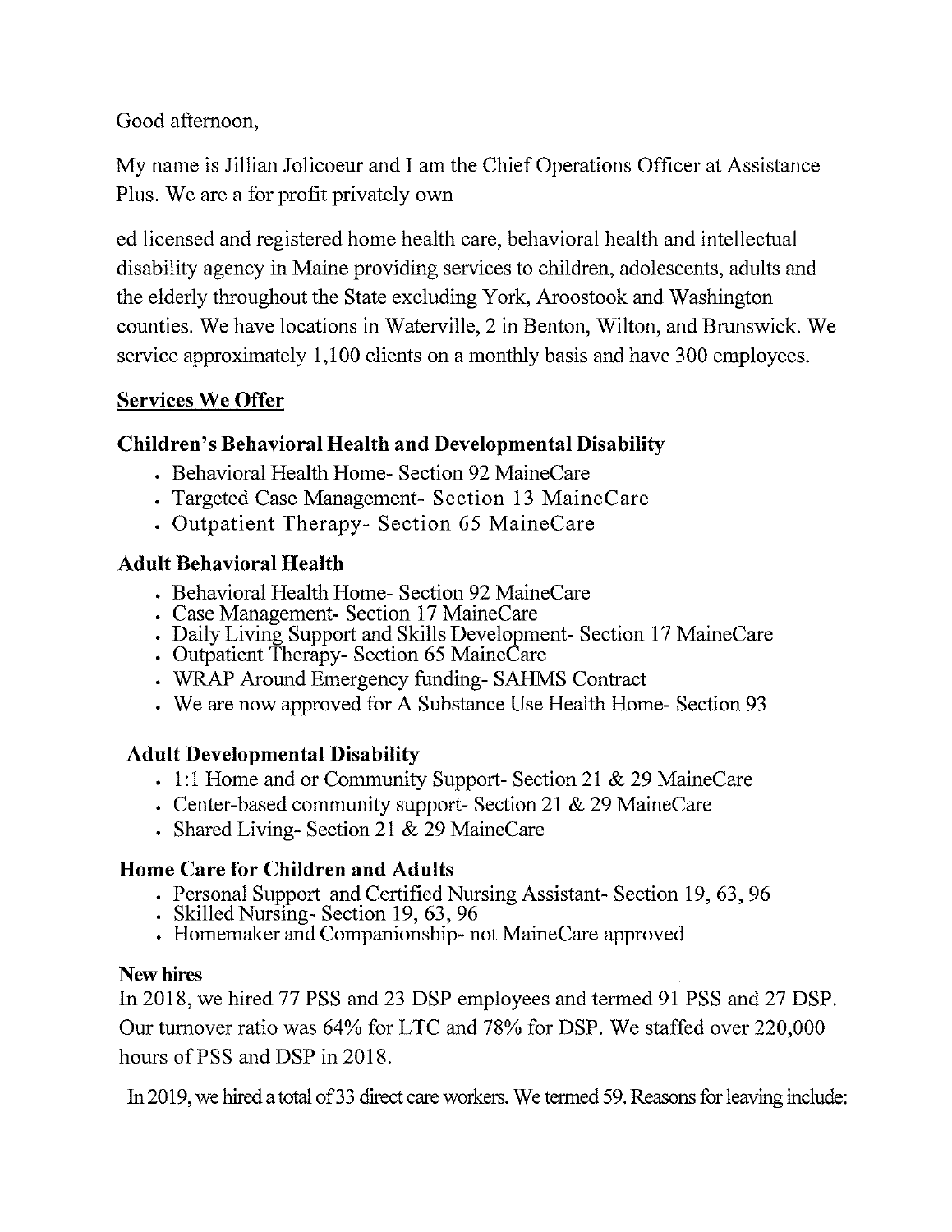Good afternoon,

My name is Jillian Jolicoeur and I am the Chief Operations Officer at Assistance Plus. We are a for profit privately own

ed licensed and registered home health care, behavioral health and intellectual disability agency in Maine providing services to children, adolescents, adults and the elderly throughout the State excluding York, Aroostook and Washington counties. We have locations in Waterville, 2 in Benton, Wilton, and Brunswick. We service approximately 1,100 clients on a monthly basis and have 300 employees.

## Services We Offer

### Children's Behavioral Health and Developmental Disability

- Behavioral Health Home- Section 92 MaineCare
- Targeted Case Management- Section 13 MaineCare
- Outpatient Therapy- Section 65 MaineCare

### Adult Behavioral Health

- Behavioral Health Home- Section 92 MaineCare
- Case Management- Section 17 MaineCare
- Daily Living Support and Skills Development- Section 17 MaineCare
- Outpatient Therapy- Section 65 MaineCare
- WRAP Around Emergency funding- SAHMS Contract
- We are now approved for A Substance Use Health Home- Section 93

### Adult Developmental Disability

- 1:1 Home and or Community Support- Section 21 & 29 MaineCare
- Center-based community support- Section 21 & 29 MaineCare
- Shared Living- Section 21 & 29 MaineCare

### Home Care for Children and Adults

- Personal Support and Certified Nursing Assistant- Section 19, 63, 96
- Skilled Nursing- Section 19, 63, 96
- Homemaker and Companionship- not MaineCare approved

**New hires**

In 2018, we hired 77 PSS and 23 DSP employees and termed 91 PSS and 27 DSP. Our turnover ratio was 64% for LTC and 78% for DSP. We staffed over 220,000 hours of PSS and DSP in 2018.

In 2019, we hired a total of 33 direct care workers. We termed 59. Reasons for leaving include: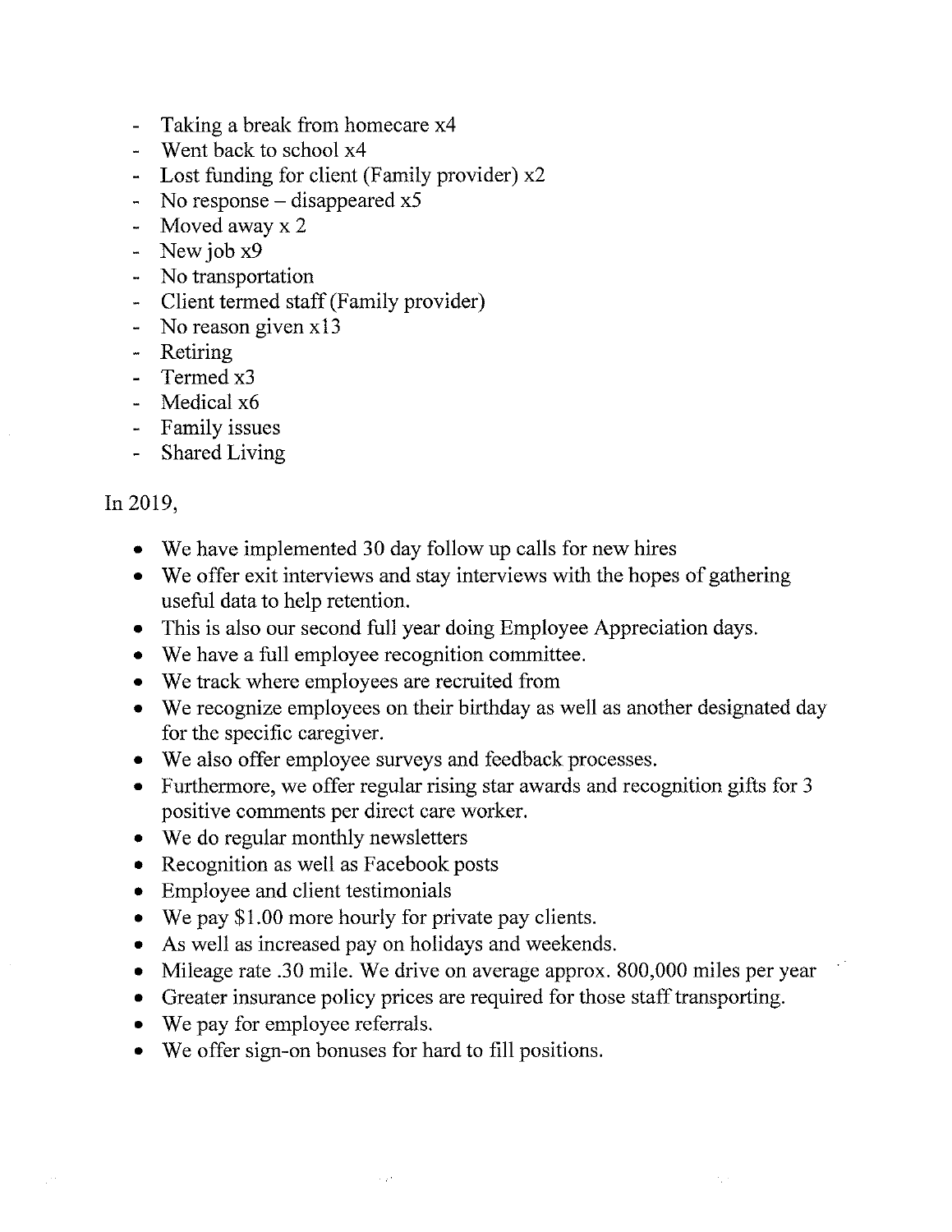- Taking a break from homecare x4
- Went back to school x4
- Lost funding for client (Family provider) x2
- No response – disappeared x5
- Moved away x 2
- New job x9
- No transportation
- Client termed staff (Family provider)
- No reason given x13
- Retiring
- Termed x3
- Medical x6
- Family issues
- Shared Living

In 2019,

- We have implemented 30 day follow up calls for new hires
- We offer exit interviews and stay interviews with the hopes of gathering useful data to help retention.
- This is also our second full year doing Employee Appreciation days.
- We have a full employee recognition committee.
- We track where employees are recruited from
- We recognize employees on their birthday as well as another designated day for the specific caregiver.
- We also offer employee surveys and feedback processes.
- Furthermore, we offer regular rising star awards and recognition gifts for 3 positive comments per direct care worker.
- We do regular monthly newsletters
- Recognition as well as Facebook posts
- Employee and client testimonials
- We pay $1.00 more hourly for private pay clients.
- As well as increased pay on holidays and weekends.
- Mileage rate .30 mile. We drive on average approx. 800,000 miles per year
- Greater insurance policy prices are required for those staff transporting.
- We pay for employee referrals.
- We offer sign-on bonuses for hard to fill positions.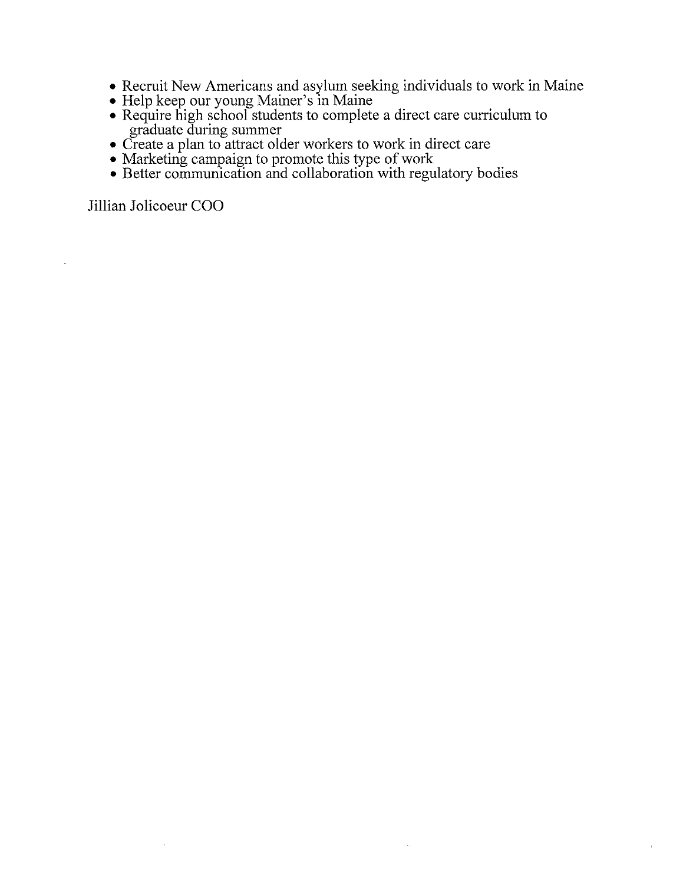- Recruit New Americans and asylum seeking individuals to work in Maine
- Help keep our young Mainer's in Maine
- Require high school students to complete a direct care curriculum to graduate during summer
- Create a plan to attract older workers to work in direct care
- Marketing campaign to promote this type of work
- Better communication and collaboration with regulatory bodies

Jillian Jolicoeur COO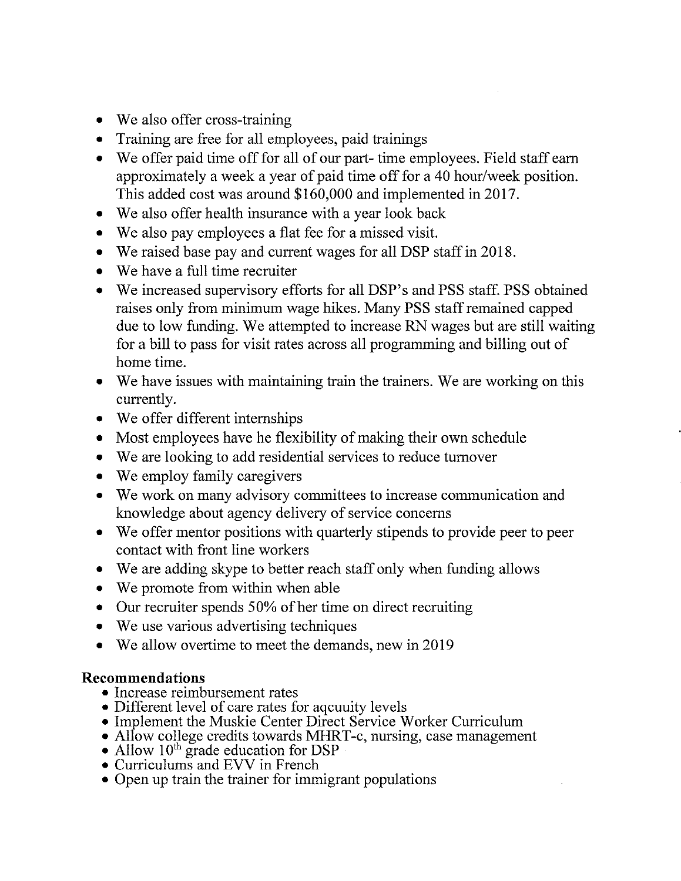- We also offer cross-training
- Training are free for all employees, paid trainings
- We offer paid time off for all of our part- time employees. Field staff earn approximately a week a year of paid time off for a 40 hour/week position. This added cost was around $160,000 and implemented in 2017.
- We also offer health insurance with a year look back
- We also pay employees a flat fee for a missed visit.
- We raised base pay and current wages for all DSP staff in 2018.
- We have a full time recruiter
- We increased supervisory efforts for all DSP's and PSS staff. PSS obtained raises only from minimum wage hikes. Many PSS staff remained capped due to low funding. We attempted to increase RN wages but are still waiting for a bill to pass for visit rates across all programming and billing out of home time.
- We have issues with maintaining train the trainers. We are working on this currently.
- We offer different internships
- Most employees have he flexibility of making their own schedule
- We are looking to add residential services to reduce turnover
- We employ family caregivers
- We work on many advisory committees to increase communication and knowledge about agency delivery of service concerns
- We offer mentor positions with quarterly stipends to provide peer to peer contact with front line workers
- We are adding skype to better reach staff only when funding allows
- We promote from within when able
- Our recruiter spends 50% of her time on direct recruiting
- We use various advertising techniques
- We allow overtime to meet the demands, new in 2019

**Recommendations**

- Increase reimbursement rates
- Different level of care rates for aqcuuity levels
- Implement the Muskie Center Direct Service Worker Curriculum
- Allow college credits towards MHRT-c, nursing, case management
- Allow 10th grade education for DSP
- Curriculums and EVV in French
- Open up train the trainer for immigrant populations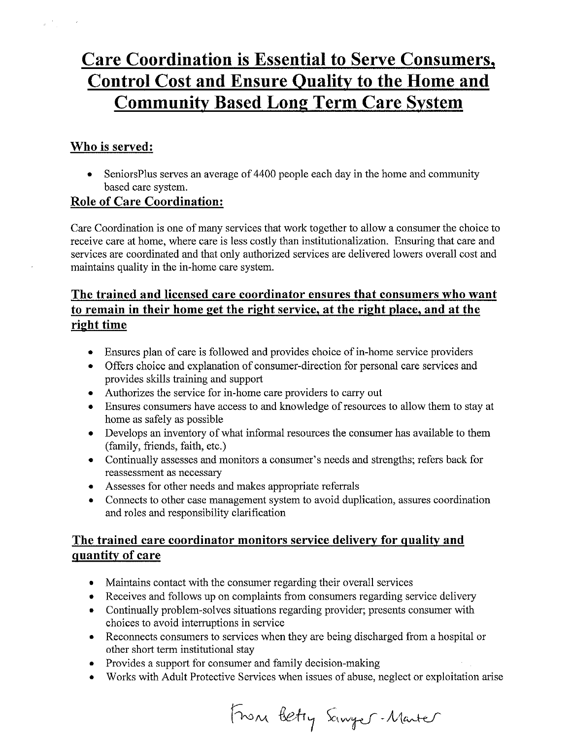# Care Coordination is Essential to Serve Consumers, Control Cost and Ensure Quality to the Home and Community Based Long Term Care System

## Who is served:

- SeniorsPlus serves an average of 4400 people each day in the home and community based care system.

## Role of Care Coordination:

Care Coordination is one of many services that work together to allow a consumer the choice to receive care at home, where care is less costly than institutionalization. Ensuring that care and services are coordinated and that only authorized services are delivered lowers overall cost and maintains quality in the in-home care system.

## The trained and licensed care coordinator ensures that consumers who want to remain in their home get the right service, at the right place, and at the right time

- Ensures plan of care is followed and provides choice of in-home service providers
- Offers choice and explanation of consumer-direction for personal care services and provides skills training and support
- Authorizes the service for in-home care providers to carry out
- Ensures consumers have access to and knowledge of resources to allow them to stay at home as safely as possible
- Develops an inventory of what informal resources the consumer has available to them (family, friends, faith, etc.)
- Continually assesses and monitors a consumer's needs and strengths; refers back for reassessment as necessary
- Assesses for other needs and makes appropriate referrals
- Connects to other case management system to avoid duplication, assures coordination and roles and responsibility clarification

## The trained care coordinator monitors service delivery for quality and quantity of care

- Maintains contact with the consumer regarding their overall services
- Receives and follows up on complaints from consumers regarding service delivery
- Continually problem-solves situations regarding provider; presents consumer with choices to avoid interruptions in service
- Reconnects consumers to services when they are being discharged from a hospital or other short term institutional stay
- Provides a support for consumer and family decision-making
- Works with Adult Protective Services when issues of abuse, neglect or exploitation arise

From Betty Sawyer-Manter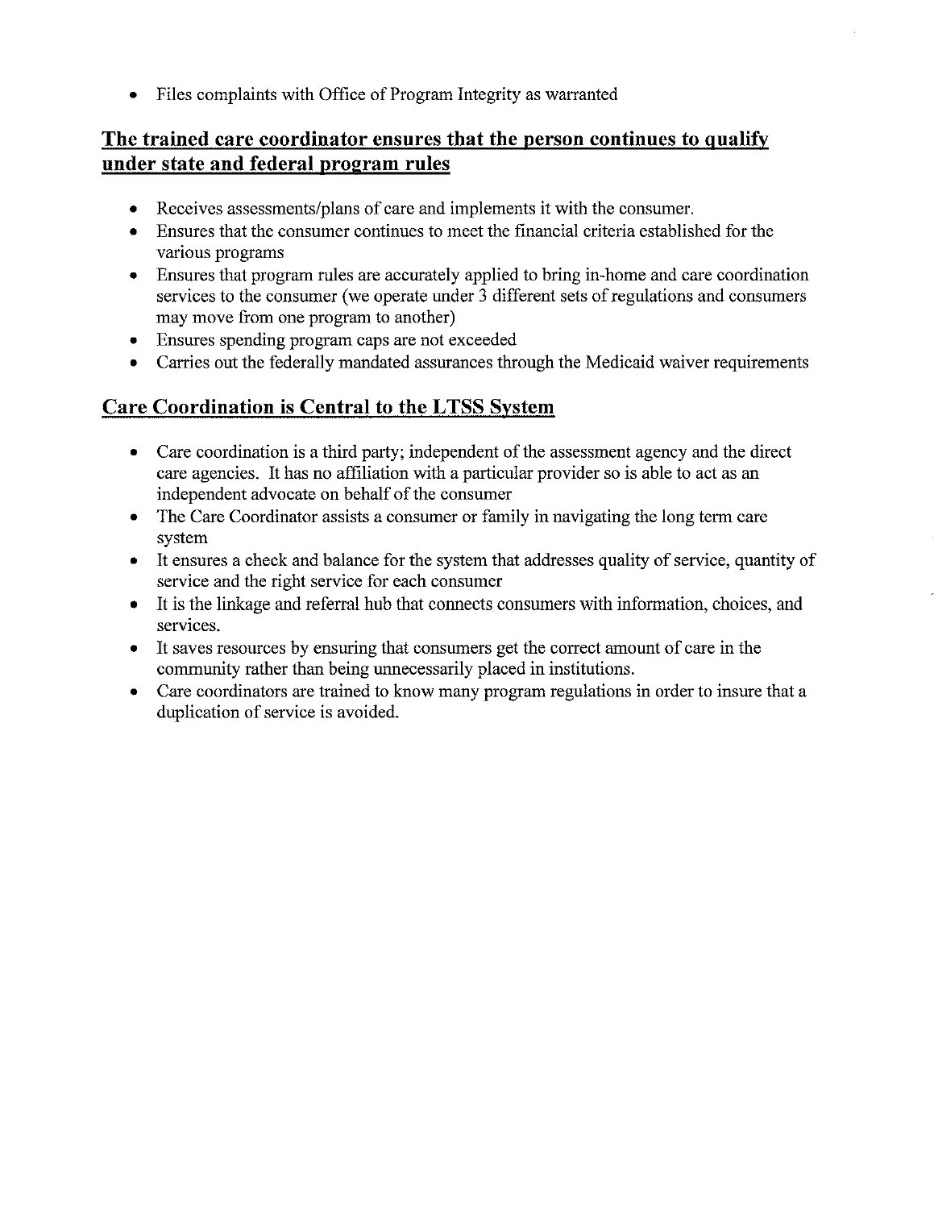- Files complaints with Office of Program Integrity as warranted

## The trained care coordinator ensures that the person continues to qualify under state and federal program rules

- Receives assessments/plans of care and implements it with the consumer.
- Ensures that the consumer continues to meet the financial criteria established for the various programs
- Ensures that program rules are accurately applied to bring in-home and care coordination services to the consumer (we operate under 3 different sets of regulations and consumers may move from one program to another)
- Ensures spending program caps are not exceeded
- Carries out the federally mandated assurances through the Medicaid waiver requirements

## Care Coordination is Central to the LTSS System

- Care coordination is a third party; independent of the assessment agency and the direct care agencies. It has no affiliation with a particular provider so is able to act as an independent advocate on behalf of the consumer
- The Care Coordinator assists a consumer or family in navigating the long term care system
- It ensures a check and balance for the system that addresses quality of service, quantity of service and the right service for each consumer
- It is the linkage and referral hub that connects consumers with information, choices, and services.
- It saves resources by ensuring that consumers get the correct amount of care in the community rather than being unnecessarily placed in institutions.
- Care coordinators are trained to know many program regulations in order to insure that a duplication of service is avoided.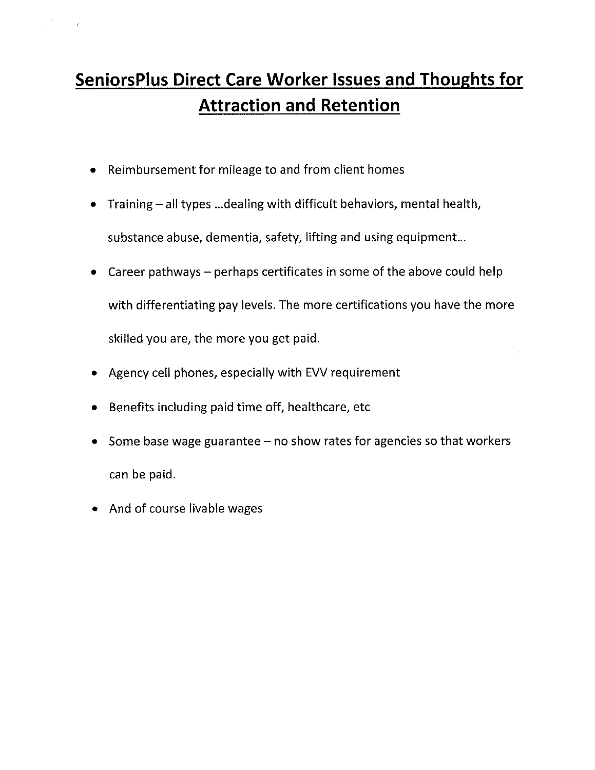# SeniorsPlus Direct Care Worker Issues and Thoughts for Attraction and Retention

- Reimbursement for mileage to and from client homes
- Training – all types ...dealing with difficult behaviors, mental health, substance abuse, dementia, safety, lifting and using equipment...
- Career pathways – perhaps certificates in some of the above could help with differentiating pay levels. The more certifications you have the more skilled you are, the more you get paid.
- Agency cell phones, especially with EVV requirement
- Benefits including paid time off, healthcare, etc
- Some base wage guarantee – no show rates for agencies so that workers can be paid.
- And of course livable wages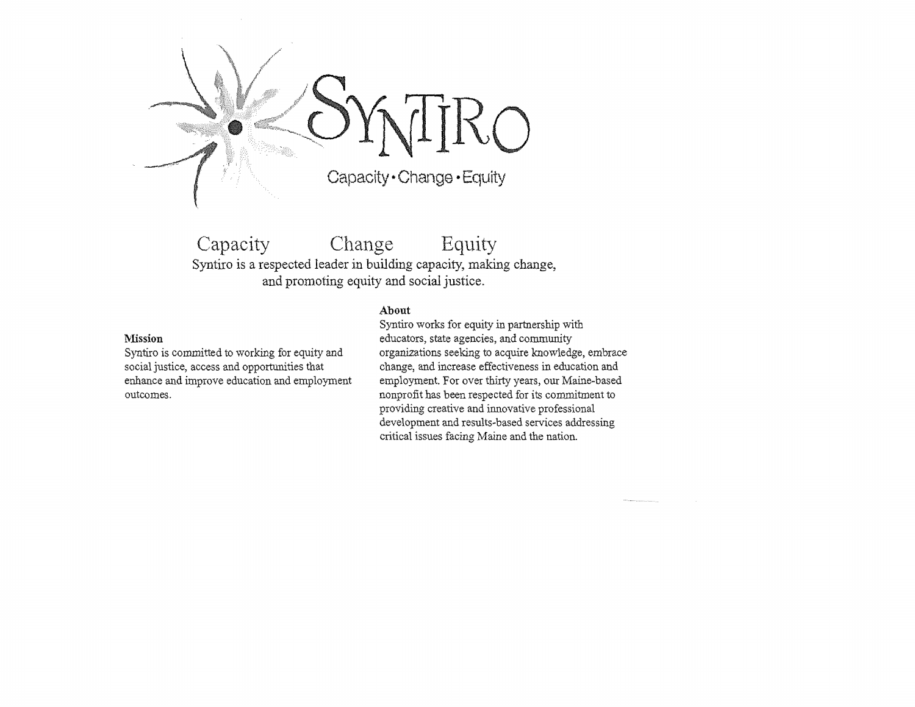# SYNTIRO

Capacity • Change • Equity

## Capacity Change Equity

Syntiro is a respected leader in building capacity, making change, and promoting equity and social justice.

**Mission**

Syntiro is committed to working for equity and social justice, access and opportunities that enhance and improve education and employment outcomes.

**About**

Syntiro works for equity in partnership with educators, state agencies, and community organizations seeking to acquire knowledge, embrace change, and increase effectiveness in education and employment. For over thirty years, our Maine-based nonprofit has been respected for its commitment to providing creative and innovative professional development and results-based services addressing critical issues facing Maine and the nation.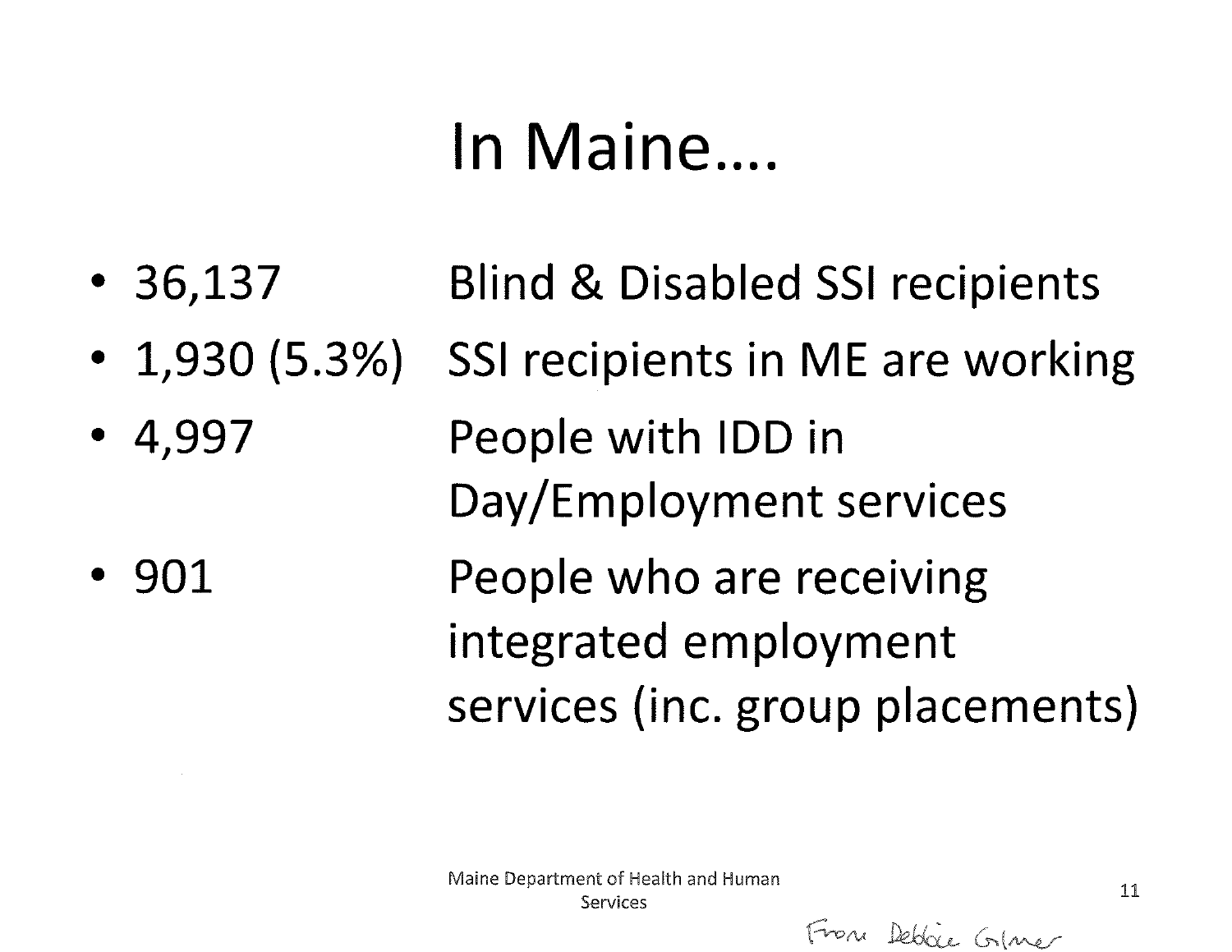# In Maine….

- 36,137 — Blind & Disabled SSI recipients
- 1,930 (5.3%) — SSI recipients in ME are working
- 4,997 — People with IDD in Day/Employment services
- 901 — People who are receiving integrated employment services (inc. group placements)

Maine Department of Health and Human Services

From Debbie Gilmer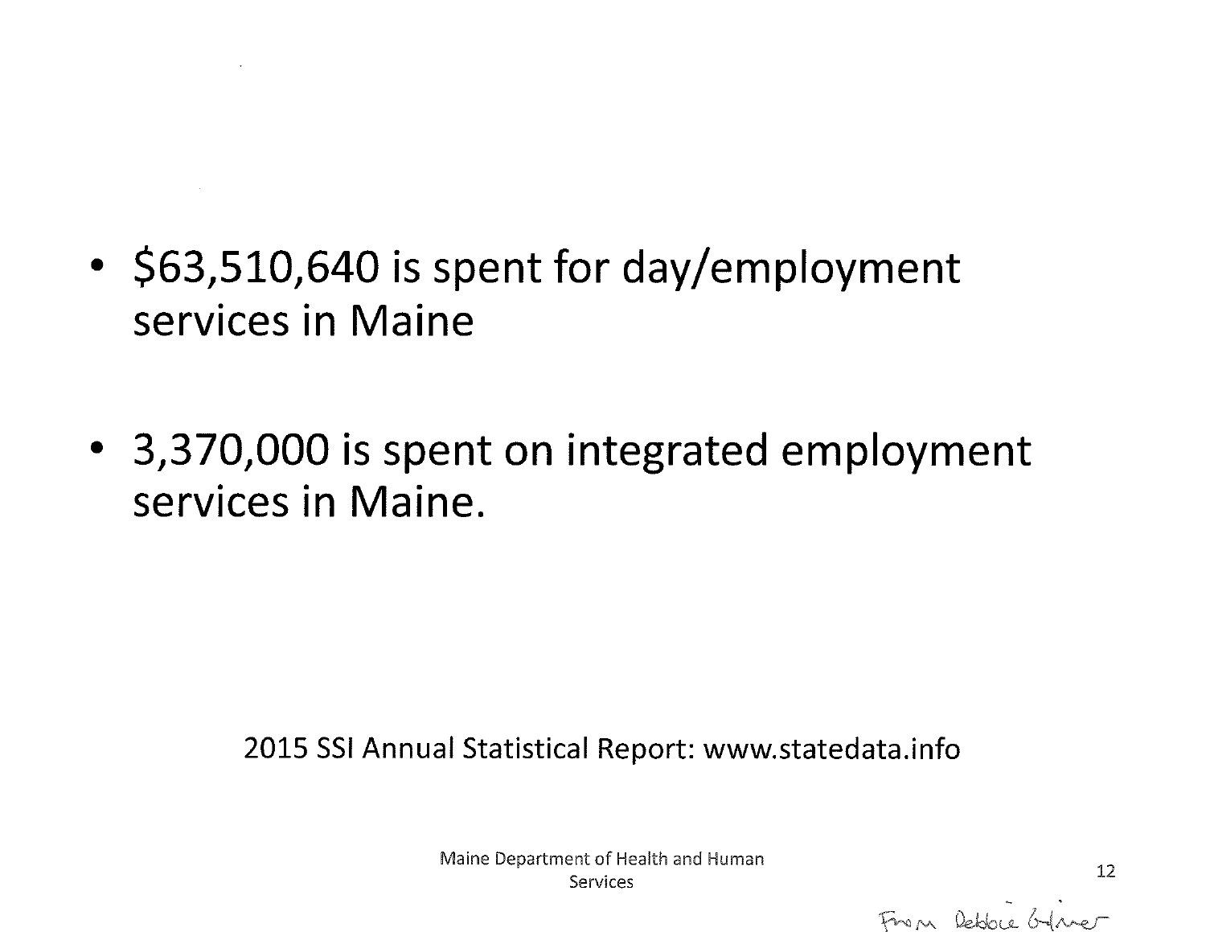- $63,510,640 is spent for day/employment services in Maine

- 3,370,000 is spent on integrated employment services in Maine.

2015 SSI Annual Statistical Report: www.statedata.info

Maine Department of Health and Human Services

From Debbie Gilmer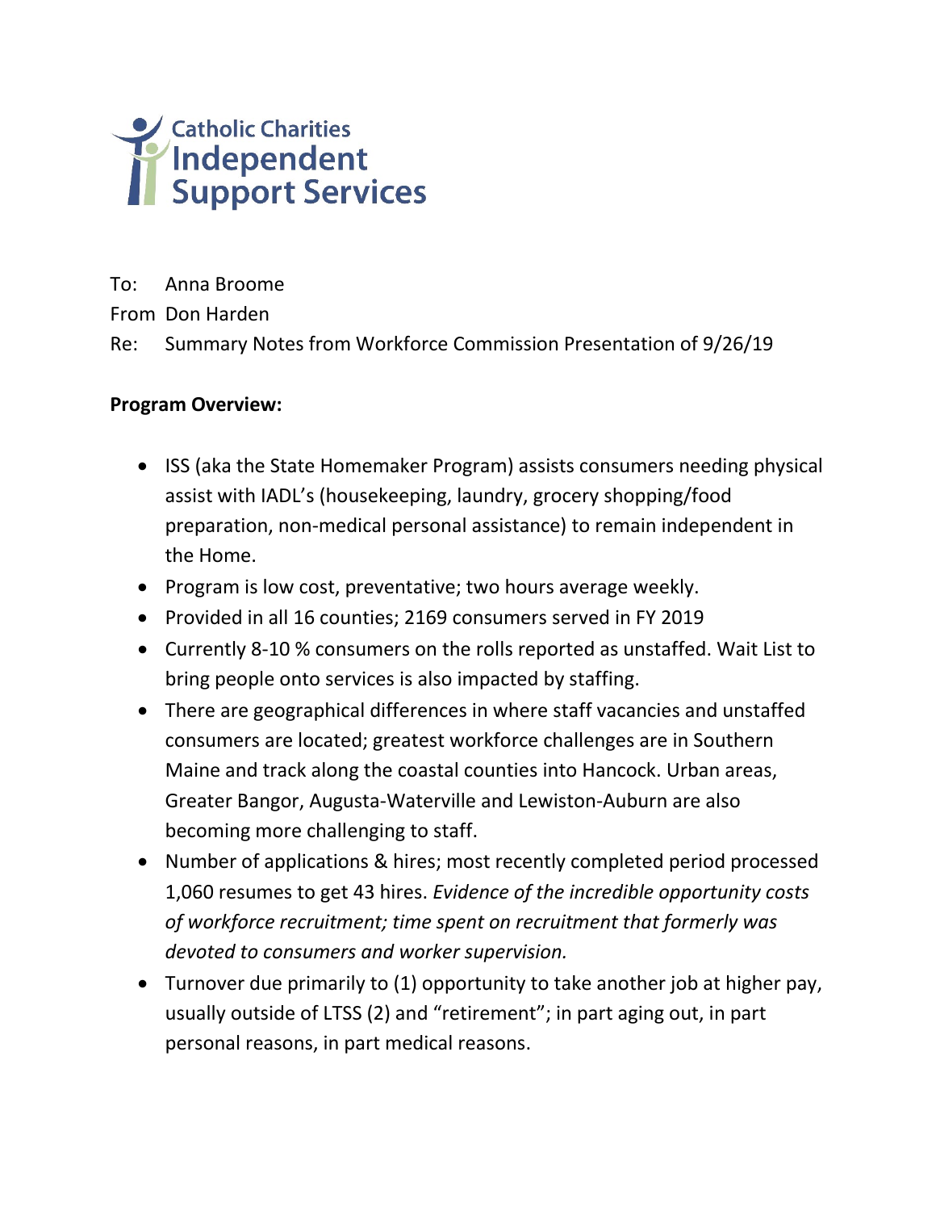Catholic Charities
Independent
Support Services

To: Anna Broome

From Don Harden

Re: Summary Notes from Workforce Commission Presentation of 9/26/19

**Program Overview:**

- ISS (aka the State Homemaker Program) assists consumers needing physical assist with IADL's (housekeeping, laundry, grocery shopping/food preparation, non-medical personal assistance) to remain independent in the Home.
- Program is low cost, preventative; two hours average weekly.
- Provided in all 16 counties; 2169 consumers served in FY 2019
- Currently 8-10 % consumers on the rolls reported as unstaffed. Wait List to bring people onto services is also impacted by staffing.
- There are geographical differences in where staff vacancies and unstaffed consumers are located; greatest workforce challenges are in Southern Maine and track along the coastal counties into Hancock. Urban areas, Greater Bangor, Augusta-Waterville and Lewiston-Auburn are also becoming more challenging to staff.
- Number of applications & hires; most recently completed period processed 1,060 resumes to get 43 hires. *Evidence of the incredible opportunity costs of workforce recruitment; time spent on recruitment that formerly was devoted to consumers and worker supervision.*
- Turnover due primarily to (1) opportunity to take another job at higher pay, usually outside of LTSS (2) and "retirement"; in part aging out, in part personal reasons, in part medical reasons.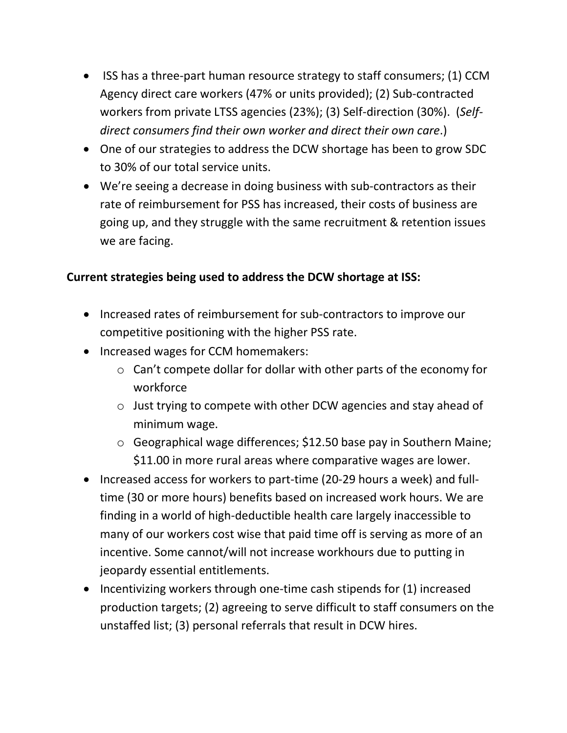- ISS has a three-part human resource strategy to staff consumers; (1) CCM Agency direct care workers (47% or units provided); (2) Sub-contracted workers from private LTSS agencies (23%); (3) Self-direction (30%). (*Self-direct consumers find their own worker and direct their own care*.)
- One of our strategies to address the DCW shortage has been to grow SDC to 30% of our total service units.
- We're seeing a decrease in doing business with sub-contractors as their rate of reimbursement for PSS has increased, their costs of business are going up, and they struggle with the same recruitment & retention issues we are facing.

**Current strategies being used to address the DCW shortage at ISS:**

- Increased rates of reimbursement for sub-contractors to improve our competitive positioning with the higher PSS rate.
- Increased wages for CCM homemakers:
  - Can't compete dollar for dollar with other parts of the economy for workforce
  - Just trying to compete with other DCW agencies and stay ahead of minimum wage.
  - Geographical wage differences; $12.50 base pay in Southern Maine; $11.00 in more rural areas where comparative wages are lower.
- Increased access for workers to part-time (20-29 hours a week) and full-time (30 or more hours) benefits based on increased work hours. We are finding in a world of high-deductible health care largely inaccessible to many of our workers cost wise that paid time off is serving as more of an incentive. Some cannot/will not increase workhours due to putting in jeopardy essential entitlements.
- Incentivizing workers through one-time cash stipends for (1) increased production targets; (2) agreeing to serve difficult to staff consumers on the unstaffed list; (3) personal referrals that result in DCW hires.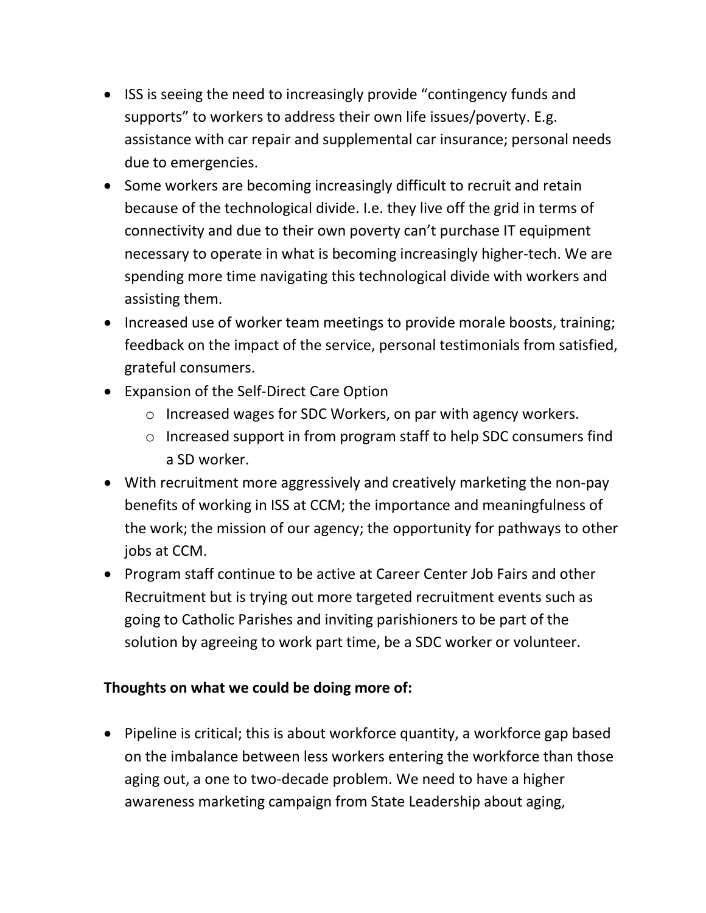- ISS is seeing the need to increasingly provide "contingency funds and supports" to workers to address their own life issues/poverty. E.g. assistance with car repair and supplemental car insurance; personal needs due to emergencies.
- Some workers are becoming increasingly difficult to recruit and retain because of the technological divide. I.e. they live off the grid in terms of connectivity and due to their own poverty can't purchase IT equipment necessary to operate in what is becoming increasingly higher-tech. We are spending more time navigating this technological divide with workers and assisting them.
- Increased use of worker team meetings to provide morale boosts, training; feedback on the impact of the service, personal testimonials from satisfied, grateful consumers.
- Expansion of the Self-Direct Care Option
    - Increased wages for SDC Workers, on par with agency workers.
    - Increased support in from program staff to help SDC consumers find a SD worker.
- With recruitment more aggressively and creatively marketing the non-pay benefits of working in ISS at CCM; the importance and meaningfulness of the work; the mission of our agency; the opportunity for pathways to other jobs at CCM.
- Program staff continue to be active at Career Center Job Fairs and other Recruitment but is trying out more targeted recruitment events such as going to Catholic Parishes and inviting parishioners to be part of the solution by agreeing to work part time, be a SDC worker or volunteer.

**Thoughts on what we could be doing more of:**

- Pipeline is critical; this is about workforce quantity, a workforce gap based on the imbalance between less workers entering the workforce than those aging out, a one to two-decade problem. We need to have a higher awareness marketing campaign from State Leadership about aging,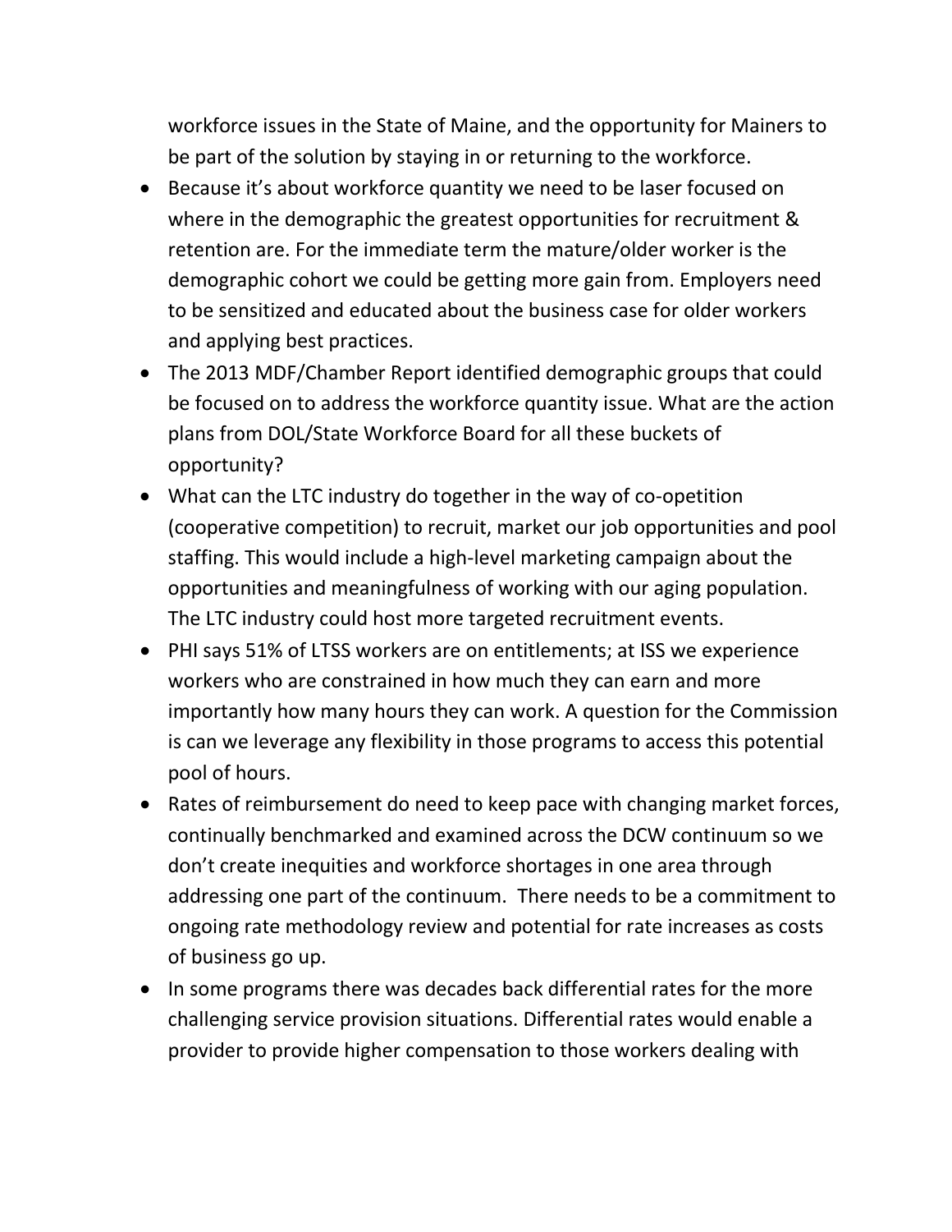workforce issues in the State of Maine, and the opportunity for Mainers to be part of the solution by staying in or returning to the workforce.

- Because it's about workforce quantity we need to be laser focused on where in the demographic the greatest opportunities for recruitment & retention are. For the immediate term the mature/older worker is the demographic cohort we could be getting more gain from. Employers need to be sensitized and educated about the business case for older workers and applying best practices.
- The 2013 MDF/Chamber Report identified demographic groups that could be focused on to address the workforce quantity issue. What are the action plans from DOL/State Workforce Board for all these buckets of opportunity?
- What can the LTC industry do together in the way of co-opetition (cooperative competition) to recruit, market our job opportunities and pool staffing. This would include a high-level marketing campaign about the opportunities and meaningfulness of working with our aging population. The LTC industry could host more targeted recruitment events.
- PHI says 51% of LTSS workers are on entitlements; at ISS we experience workers who are constrained in how much they can earn and more importantly how many hours they can work. A question for the Commission is can we leverage any flexibility in those programs to access this potential pool of hours.
- Rates of reimbursement do need to keep pace with changing market forces, continually benchmarked and examined across the DCW continuum so we don't create inequities and workforce shortages in one area through addressing one part of the continuum. There needs to be a commitment to ongoing rate methodology review and potential for rate increases as costs of business go up.
- In some programs there was decades back differential rates for the more challenging service provision situations. Differential rates would enable a provider to provide higher compensation to those workers dealing with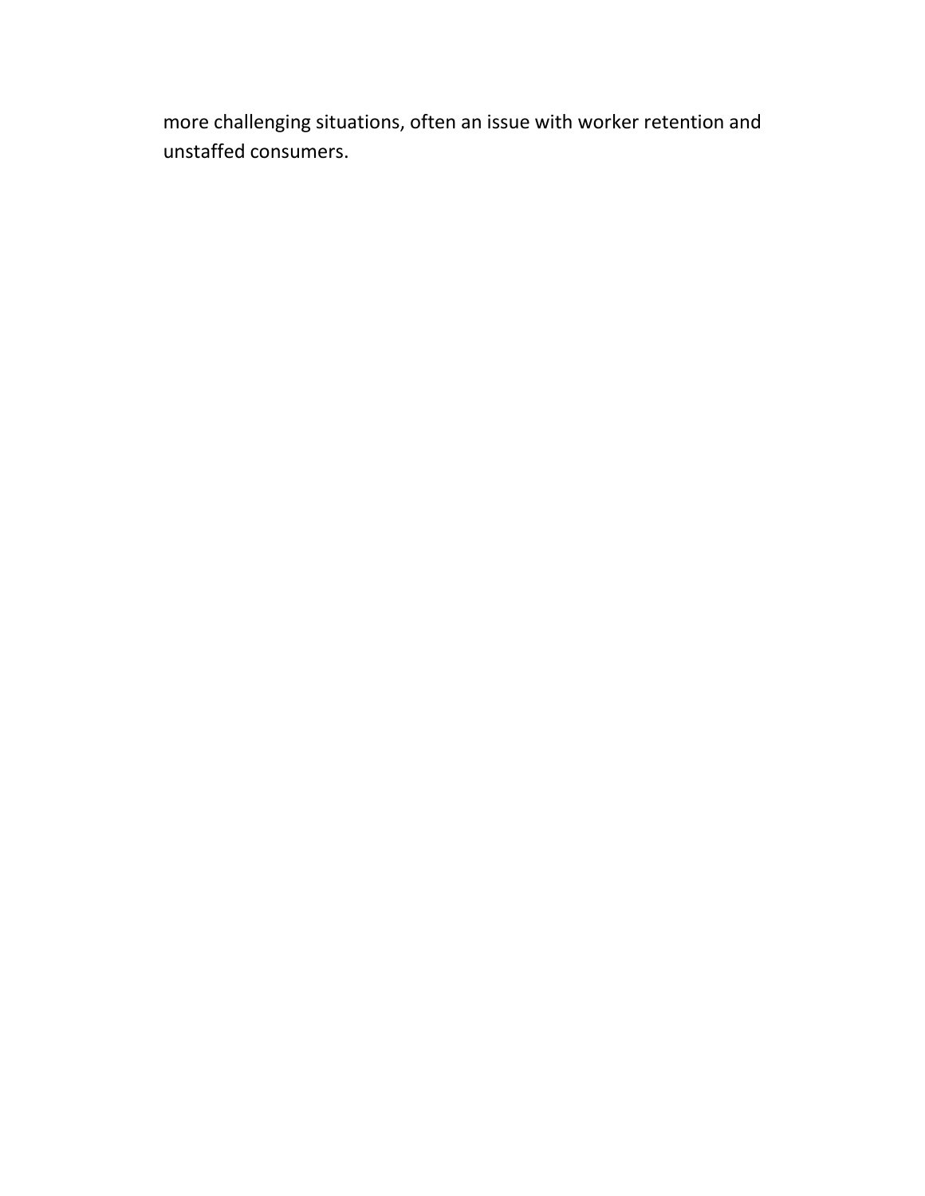more challenging situations, often an issue with worker retention and unstaffed consumers.